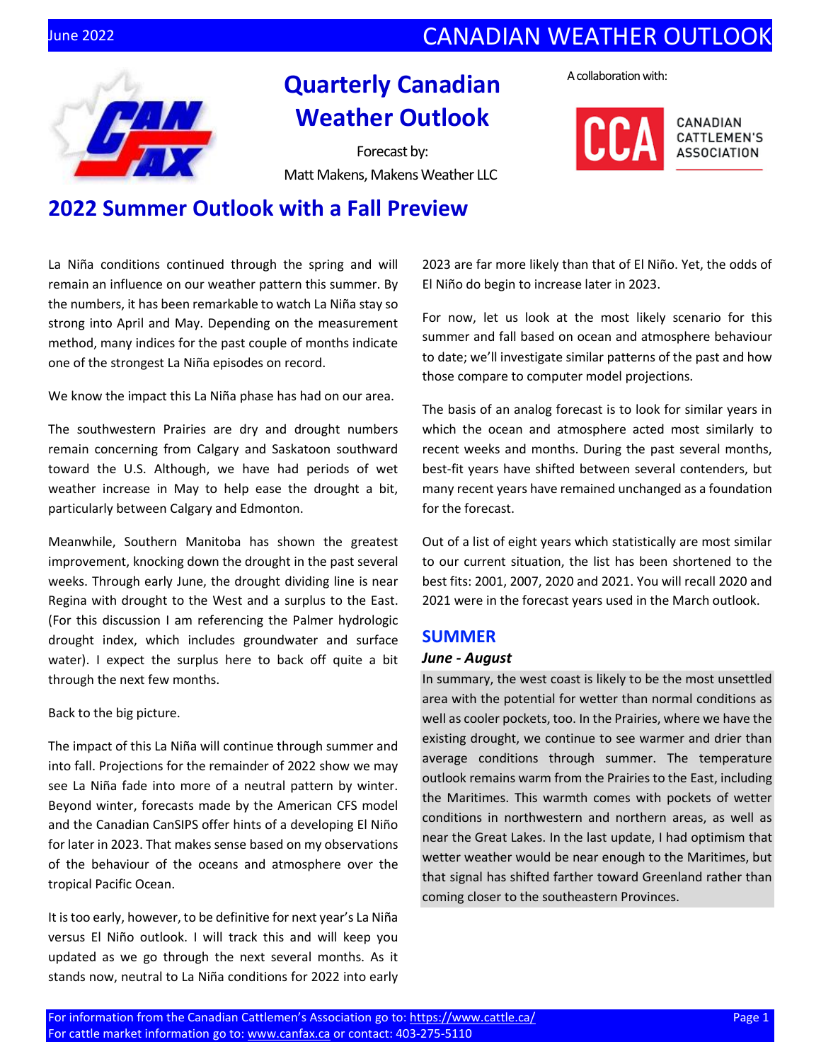# Quarterly Canadian Weather Outlook

Forecast by:
Matt Makens, Makens Weather LLC

A collaboration with: Canadian Cattlemen's Association

## 2022 Summer Outlook with a Fall Preview

La Niña conditions continued through the spring and will remain an influence on our weather pattern this summer. By the numbers, it has been remarkable to watch La Niña stay so strong into April and May. Depending on the measurement method, many indices for the past couple of months indicate one of the strongest La Niña episodes on record.

We know the impact this La Niña phase has had on our area.

The southwestern Prairies are dry and drought numbers remain concerning from Calgary and Saskatoon southward toward the U.S. Although, we have had periods of wet weather increase in May to help ease the drought a bit, particularly between Calgary and Edmonton.

Meanwhile, Southern Manitoba has shown the greatest improvement, knocking down the drought in the past several weeks. Through early June, the drought dividing line is near Regina with drought to the West and a surplus to the East. (For this discussion I am referencing the Palmer hydrologic drought index, which includes groundwater and surface water). I expect the surplus here to back off quite a bit through the next few months.

Back to the big picture.

The impact of this La Niña will continue through summer and into fall. Projections for the remainder of 2022 show we may see La Niña fade into more of a neutral pattern by winter. Beyond winter, forecasts made by the American CFS model and the Canadian CanSIPS offer hints of a developing El Niño for later in 2023. That makes sense based on my observations of the behaviour of the oceans and atmosphere over the tropical Pacific Ocean.

It is too early, however, to be definitive for next year's La Niña versus El Niño outlook. I will track this and will keep you updated as we go through the next several months. As it stands now, neutral to La Niña conditions for 2022 into early 2023 are far more likely than that of El Niño. Yet, the odds of El Niño do begin to increase later in 2023.

For now, let us look at the most likely scenario for this summer and fall based on ocean and atmosphere behaviour to date; we'll investigate similar patterns of the past and how those compare to computer model projections.

The basis of an analog forecast is to look for similar years in which the ocean and atmosphere acted most similarly to recent weeks and months. During the past several months, best-fit years have shifted between several contenders, but many recent years have remained unchanged as a foundation for the forecast.

Out of a list of eight years which statistically are most similar to our current situation, the list has been shortened to the best fits: 2001, 2007, 2020 and 2021. You will recall 2020 and 2021 were in the forecast years used in the March outlook.

## SUMMER

***June - August***

In summary, the west coast is likely to be the most unsettled area with the potential for wetter than normal conditions as well as cooler pockets, too. In the Prairies, where we have the existing drought, we continue to see warmer and drier than average conditions through summer. The temperature outlook remains warm from the Prairies to the East, including the Maritimes. This warmth comes with pockets of wetter conditions in northwestern and northern areas, as well as near the Great Lakes. In the last update, I had optimism that wetter weather would be near enough to the Maritimes, but that signal has shifted farther toward Greenland rather than coming closer to the southeastern Provinces.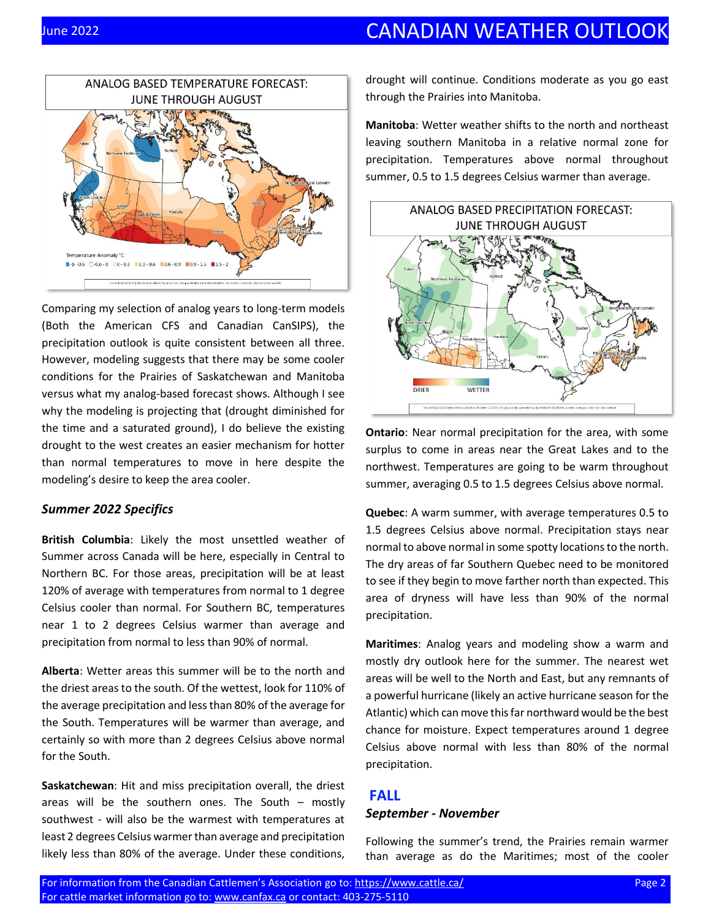ANALOG BASED TEMPERATURE FORECAST: JUNE THROUGH AUGUST

Comparing my selection of analog years to long-term models (Both the American CFS and Canadian CanSIPS), the precipitation outlook is quite consistent between all three. However, modeling suggests that there may be some cooler conditions for the Prairies of Saskatchewan and Manitoba versus what my analog-based forecast shows. Although I see why the modeling is projecting that (drought diminished for the time and a saturated ground), I do believe the existing drought to the west creates an easier mechanism for hotter than normal temperatures to move in here despite the modeling's desire to keep the area cooler.

### *Summer 2022 Specifics*

**British Columbia**: Likely the most unsettled weather of Summer across Canada will be here, especially in Central to Northern BC. For those areas, precipitation will be at least 120% of average with temperatures from normal to 1 degree Celsius cooler than normal. For Southern BC, temperatures near 1 to 2 degrees Celsius warmer than average and precipitation from normal to less than 90% of normal.

**Alberta**: Wetter areas this summer will be to the north and the driest areas to the south. Of the wettest, look for 110% of the average precipitation and less than 80% of the average for the South. Temperatures will be warmer than average, and certainly so with more than 2 degrees Celsius above normal for the South.

**Saskatchewan**: Hit and miss precipitation overall, the driest areas will be the southern ones. The South – mostly southwest - will also be the warmest with temperatures at least 2 degrees Celsius warmer than average and precipitation likely less than 80% of the average. Under these conditions, drought will continue. Conditions moderate as you go east through the Prairies into Manitoba.

**Manitoba**: Wetter weather shifts to the north and northeast leaving southern Manitoba in a relative normal zone for precipitation. Temperatures above normal throughout summer, 0.5 to 1.5 degrees Celsius warmer than average.

ANALOG BASED PRECIPITATION FORECAST: JUNE THROUGH AUGUST

**Ontario**: Near normal precipitation for the area, with some surplus to come in areas near the Great Lakes and to the northwest. Temperatures are going to be warm throughout summer, averaging 0.5 to 1.5 degrees Celsius above normal.

**Quebec**: A warm summer, with average temperatures 0.5 to 1.5 degrees Celsius above normal. Precipitation stays near normal to above normal in some spotty locations to the north. The dry areas of far Southern Quebec need to be monitored to see if they begin to move farther north than expected. This area of dryness will have less than 90% of the normal precipitation.

**Maritimes**: Analog years and modeling show a warm and mostly dry outlook here for the summer. The nearest wet areas will be well to the North and East, but any remnants of a powerful hurricane (likely an active hurricane season for the Atlantic) which can move this far northward would be the best chance for moisture. Expect temperatures around 1 degree Celsius above normal with less than 80% of the normal precipitation.

## FALL

### *September - November*

Following the summer's trend, the Prairies remain warmer than average as do the Maritimes; most of the cooler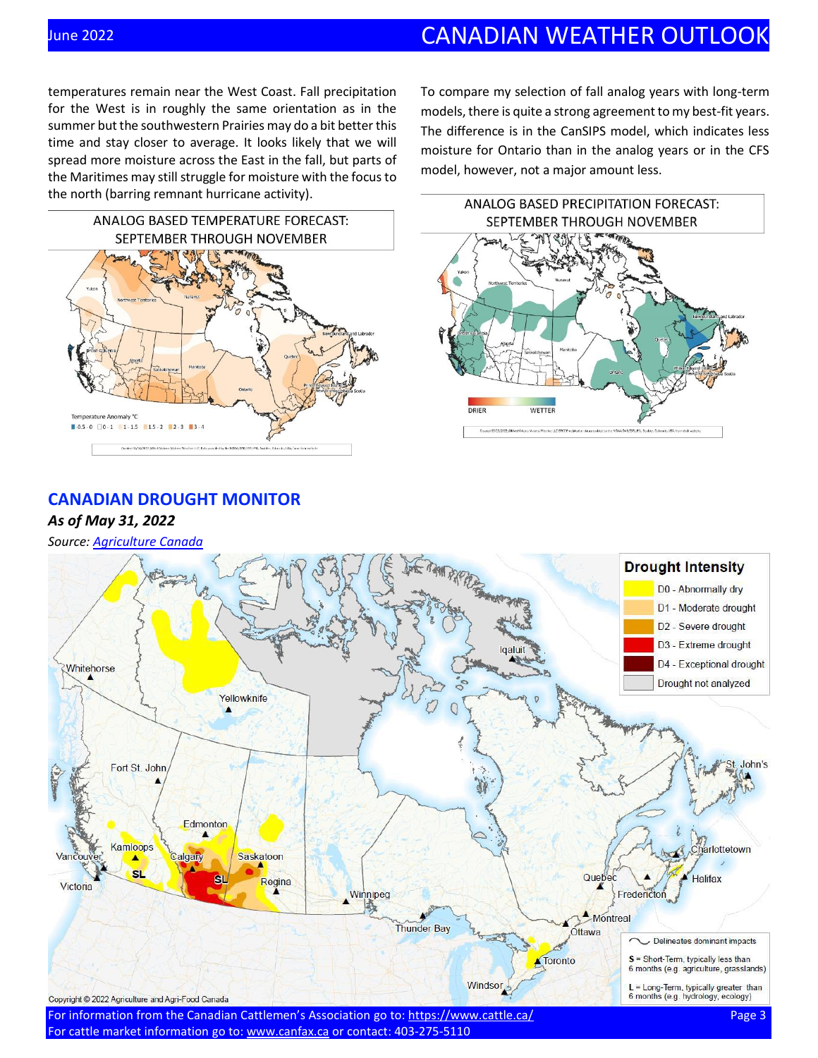temperatures remain near the West Coast. Fall precipitation for the West is in roughly the same orientation as in the summer but the southwestern Prairies may do a bit better this time and stay closer to average. It looks likely that we will spread more moisture across the East in the fall, but parts of the Maritimes may still struggle for moisture with the focus to the north (barring remnant hurricane activity).

To compare my selection of fall analog years with long-term models, there is quite a strong agreement to my best-fit years. The difference is in the CanSIPS model, which indicates less moisture for Ontario than in the analog years or in the CFS model, however, not a major amount less.

ANALOG BASED TEMPERATURE FORECAST: SEPTEMBER THROUGH NOVEMBER

Temperature Anomaly °C
-0.5 - 0 | 0 - 1 | 1 - 1.5 | 1.5 - 2 | 2 - 3 | 3 - 4

ANALOG BASED PRECIPITATION FORECAST: SEPTEMBER THROUGH NOVEMBER

DRIER | WETTER

## CANADIAN DROUGHT MONITOR

***As of May 31, 2022***

*Source: Agriculture Canada*

Drought Intensity
D0 - Abnormally dry
D1 - Moderate drought
D2 - Severe drought
D3 - Extreme drought
D4 - Exceptional drought
Drought not analyzed

Delineates dominant impacts
S = Short-Term, typically less than 6 months (e.g. agriculture, grasslands)
L = Long-Term, typically greater than 6 months (e.g. hydrology, ecology)

Whitehorse, Yellowknife, Iqaluit, Fort St. John, Edmonton, Kamloops, Calgary, Saskatoon, Vancouver, Victoria, SL, SL, Regina, Winnipeg, Thunder Bay, St. John's, Charlottetown, Quebec, Halifax, Fredericton, Montreal, Ottawa, Toronto, Windsor

Copyright © 2022 Agriculture and Agri-Food Canada

For information from the Canadian Cattlemen's Association go to: https://www.cattle.ca/

For cattle market information go to: www.canfax.ca or contact: 403-275-5110